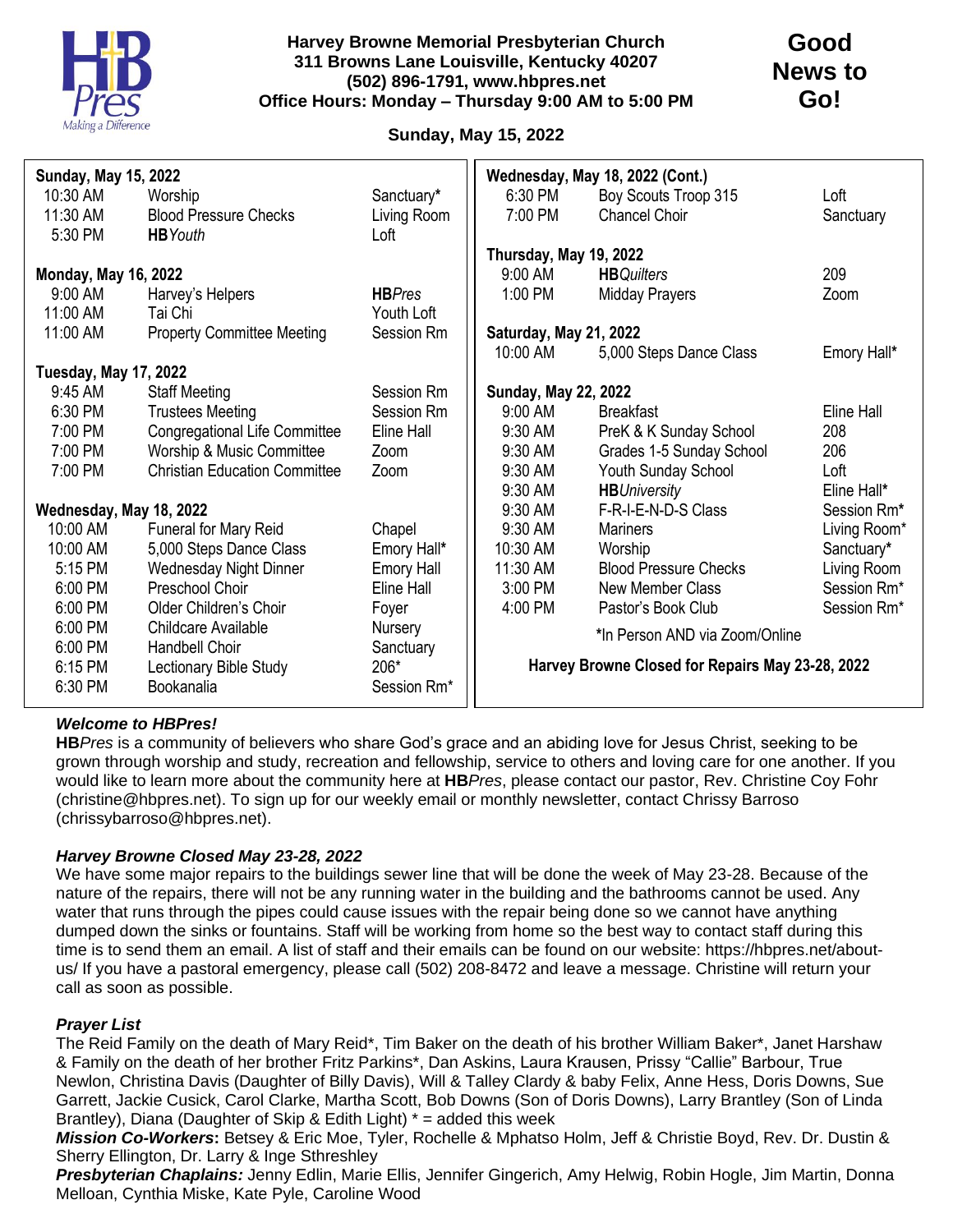**Harvey Browne Memorial Presbyterian Church**
**311 Browns Lane Louisville, Kentucky 40207**
**(502) 896-1791, www.hbpres.net**
**Office Hours: Monday – Thursday 9:00 AM to 5:00 PM**

# Good News to Go!

**Sunday, May 15, 2022**

**Sunday, May 15, 2022**

| | | |
|---|---|---|
| 10:30 AM | Worship | Sanctuary* |
| 11:30 AM | Blood Pressure Checks | Living Room |
| 5:30 PM | **HB***Youth* | Loft |

**Monday, May 16, 2022**

| | | |
|---|---|---|
| 9:00 AM | Harvey's Helpers | **HB***Pres* |
| 11:00 AM | Tai Chi | Youth Loft |
| 11:00 AM | Property Committee Meeting | Session Rm |

**Tuesday, May 17, 2022**

| | | |
|---|---|---|
| 9:45 AM | Staff Meeting | Session Rm |
| 6:30 PM | Trustees Meeting | Session Rm |
| 7:00 PM | Congregational Life Committee | Eline Hall |
| 7:00 PM | Worship & Music Committee | Zoom |
| 7:00 PM | Christian Education Committee | Zoom |

**Wednesday, May 18, 2022**

| | | |
|---|---|---|
| 10:00 AM | Funeral for Mary Reid | Chapel |
| 10:00 AM | 5,000 Steps Dance Class | Emory Hall* |
| 5:15 PM | Wednesday Night Dinner | Emory Hall |
| 6:00 PM | Preschool Choir | Eline Hall |
| 6:00 PM | Older Children's Choir | Foyer |
| 6:00 PM | Childcare Available | Nursery |
| 6:00 PM | Handbell Choir | Sanctuary |
| 6:15 PM | Lectionary Bible Study | 206* |
| 6:30 PM | Bookanalia | Session Rm* |

**Wednesday, May 18, 2022 (Cont.)**

| | | |
|---|---|---|
| 6:30 PM | Boy Scouts Troop 315 | Loft |
| 7:00 PM | Chancel Choir | Sanctuary |

**Thursday, May 19, 2022**

| | | |
|---|---|---|
| 9:00 AM | **HB***Quilters* | 209 |
| 1:00 PM | Midday Prayers | Zoom |

**Saturday, May 21, 2022**

| | | |
|---|---|---|
| 10:00 AM | 5,000 Steps Dance Class | Emory Hall* |

**Sunday, May 22, 2022**

| | | |
|---|---|---|
| 9:00 AM | Breakfast | Eline Hall |
| 9:30 AM | PreK & K Sunday School | 208 |
| 9:30 AM | Grades 1-5 Sunday School | 206 |
| 9:30 AM | Youth Sunday School | Loft |
| 9:30 AM | **HB***University* | Eline Hall* |
| 9:30 AM | F-R-I-E-N-D-S Class | Session Rm* |
| 9:30 AM | Mariners | Living Room* |
| 10:30 AM | Worship | Sanctuary* |
| 11:30 AM | Blood Pressure Checks | Living Room |
| 3:00 PM | New Member Class | Session Rm* |
| 4:00 PM | Pastor's Book Club | Session Rm* |

*In Person AND via Zoom/Online

**Harvey Browne Closed for Repairs May 23-28, 2022**

### *Welcome to HBPres!*

**HB***Pres* is a community of believers who share God's grace and an abiding love for Jesus Christ, seeking to be grown through worship and study, recreation and fellowship, service to others and loving care for one another. If you would like to learn more about the community here at **HB***Pres*, please contact our pastor, Rev. Christine Coy Fohr (christine@hbpres.net). To sign up for our weekly email or monthly newsletter, contact Chrissy Barroso (chrissybarroso@hbpres.net).

### *Harvey Browne Closed May 23-28, 2022*

We have some major repairs to the buildings sewer line that will be done the week of May 23-28. Because of the nature of the repairs, there will not be any running water in the building and the bathrooms cannot be used. Any water that runs through the pipes could cause issues with the repair being done so we cannot have anything dumped down the sinks or fountains. Staff will be working from home so the best way to contact staff during this time is to send them an email. A list of staff and their emails can be found on our website: https://hbpres.net/about-us/ If you have a pastoral emergency, please call (502) 208-8472 and leave a message. Christine will return your call as soon as possible.

### *Prayer List*

The Reid Family on the death of Mary Reid*, Tim Baker on the death of his brother William Baker*, Janet Harshaw & Family on the death of her brother Fritz Parkins*, Dan Askins, Laura Krausen, Prissy "Callie" Barbour, True Newlon, Christina Davis (Daughter of Billy Davis), Will & Talley Clardy & baby Felix, Anne Hess, Doris Downs, Sue Garrett, Jackie Cusick, Carol Clarke, Martha Scott, Bob Downs (Son of Doris Downs), Larry Brantley (Son of Linda Brantley), Diana (Daughter of Skip & Edith Light) * = added this week

***Mission Co-Workers*****:** Betsey & Eric Moe, Tyler, Rochelle & Mphatso Holm, Jeff & Christie Boyd, Rev. Dr. Dustin & Sherry Ellington, Dr. Larry & Inge Sthreshley

***Presbyterian Chaplains:*** Jenny Edlin, Marie Ellis, Jennifer Gingerich, Amy Helwig, Robin Hogle, Jim Martin, Donna Melloan, Cynthia Miske, Kate Pyle, Caroline Wood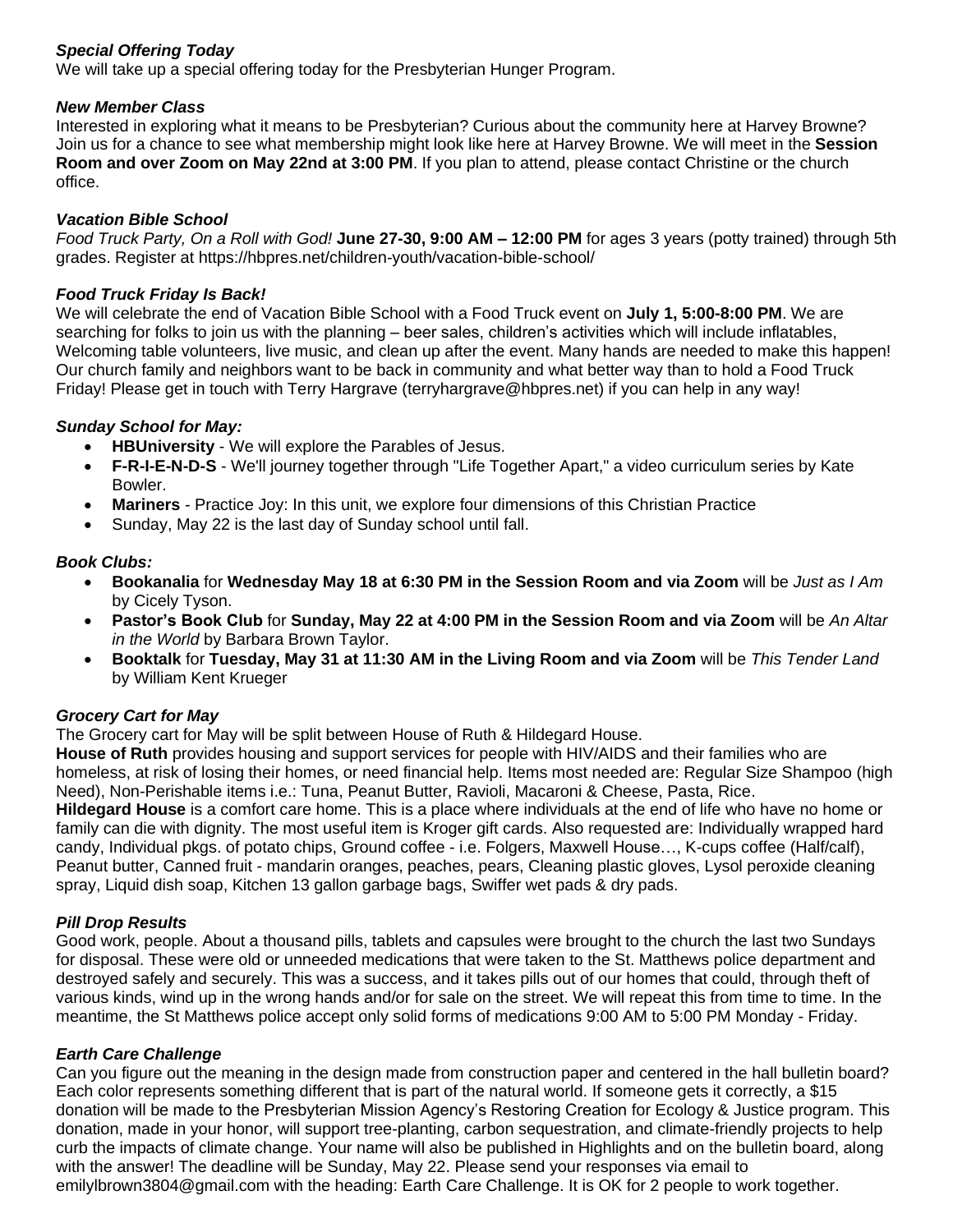***Special Offering Today***

We will take up a special offering today for the Presbyterian Hunger Program.

***New Member Class***

Interested in exploring what it means to be Presbyterian? Curious about the community here at Harvey Browne? Join us for a chance to see what membership might look like here at Harvey Browne. We will meet in the **Session Room and over Zoom on May 22nd at 3:00 PM**. If you plan to attend, please contact Christine or the church office.

***Vacation Bible School***

*Food Truck Party, On a Roll with God!* **June 27-30, 9:00 AM – 12:00 PM** for ages 3 years (potty trained) through 5th grades. Register at https://hbpres.net/children-youth/vacation-bible-school/

***Food Truck Friday Is Back!***

We will celebrate the end of Vacation Bible School with a Food Truck event on **July 1, 5:00-8:00 PM**. We are searching for folks to join us with the planning – beer sales, children's activities which will include inflatables, Welcoming table volunteers, live music, and clean up after the event. Many hands are needed to make this happen! Our church family and neighbors want to be back in community and what better way than to hold a Food Truck Friday! Please get in touch with Terry Hargrave (terryhargrave@hbpres.net) if you can help in any way!

***Sunday School for May:***

- **HBUniversity** - We will explore the Parables of Jesus.
- **F-R-I-E-N-D-S** - We'll journey together through "Life Together Apart," a video curriculum series by Kate Bowler.
- **Mariners** - Practice Joy: In this unit, we explore four dimensions of this Christian Practice
- Sunday, May 22 is the last day of Sunday school until fall.

***Book Clubs:***

- **Bookanalia** for **Wednesday May 18 at 6:30 PM in the Session Room and via Zoom** will be *Just as I Am* by Cicely Tyson.
- **Pastor's Book Club** for **Sunday, May 22 at 4:00 PM in the Session Room and via Zoom** will be *An Altar in the World* by Barbara Brown Taylor.
- **Booktalk** for **Tuesday, May 31 at 11:30 AM in the Living Room and via Zoom** will be *This Tender Land* by William Kent Krueger

***Grocery Cart for May***

The Grocery cart for May will be split between House of Ruth & Hildegard House.

**House of Ruth** provides housing and support services for people with HIV/AIDS and their families who are homeless, at risk of losing their homes, or need financial help. Items most needed are: Regular Size Shampoo (high Need), Non-Perishable items i.e.: Tuna, Peanut Butter, Ravioli, Macaroni & Cheese, Pasta, Rice.

**Hildegard House** is a comfort care home. This is a place where individuals at the end of life who have no home or family can die with dignity. The most useful item is Kroger gift cards. Also requested are: Individually wrapped hard candy, Individual pkgs. of potato chips, Ground coffee - i.e. Folgers, Maxwell House…, K-cups coffee (Half/calf), Peanut butter, Canned fruit - mandarin oranges, peaches, pears, Cleaning plastic gloves, Lysol peroxide cleaning spray, Liquid dish soap, Kitchen 13 gallon garbage bags, Swiffer wet pads & dry pads.

***Pill Drop Results***

Good work, people. About a thousand pills, tablets and capsules were brought to the church the last two Sundays for disposal. These were old or unneeded medications that were taken to the St. Matthews police department and destroyed safely and securely. This was a success, and it takes pills out of our homes that could, through theft of various kinds, wind up in the wrong hands and/or for sale on the street. We will repeat this from time to time. In the meantime, the St Matthews police accept only solid forms of medications 9:00 AM to 5:00 PM Monday - Friday.

***Earth Care Challenge***

Can you figure out the meaning in the design made from construction paper and centered in the hall bulletin board? Each color represents something different that is part of the natural world. If someone gets it correctly, a $15 donation will be made to the Presbyterian Mission Agency's Restoring Creation for Ecology & Justice program. This donation, made in your honor, will support tree-planting, carbon sequestration, and climate-friendly projects to help curb the impacts of climate change. Your name will also be published in Highlights and on the bulletin board, along with the answer! The deadline will be Sunday, May 22. Please send your responses via email to emilylbrown3804@gmail.com with the heading: Earth Care Challenge. It is OK for 2 people to work together.